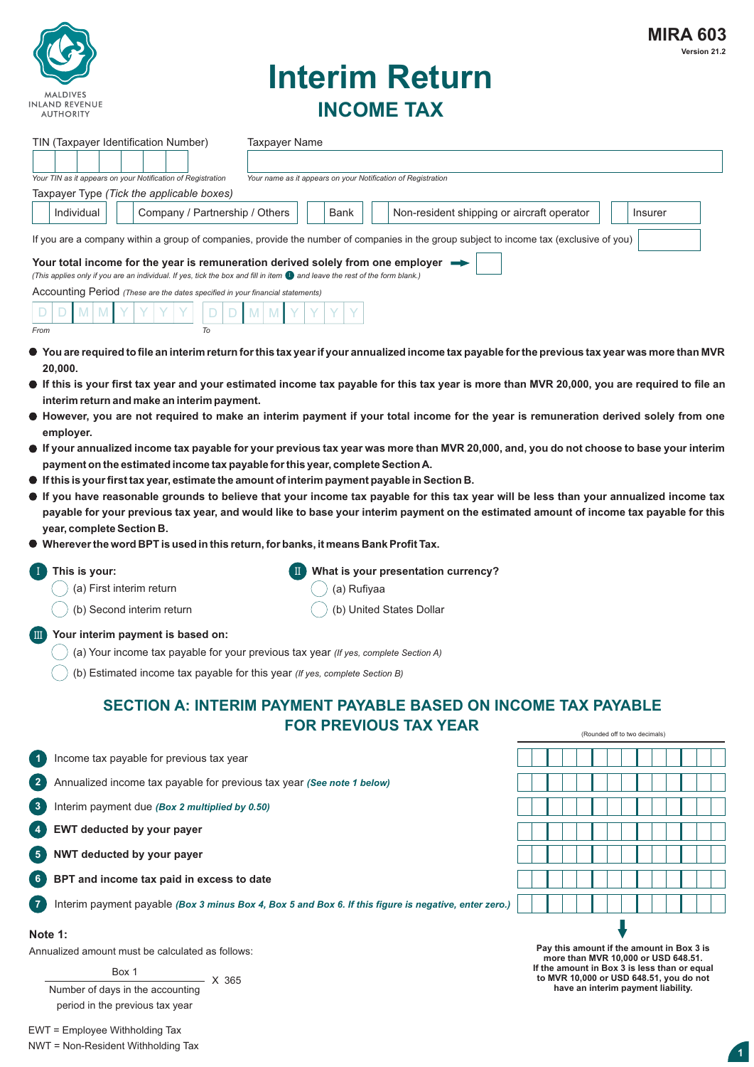MALDIVES INLAND REVENUE AUTHORITY

**MIRA 603**
Version 21.2

# Interim Return
## INCOME TAX

TIN (Taxpayer Identification Number)
*Your TIN as it appears on your Notification of Registration*

Taxpayer Name
*Your name as it appears on your Notification of Registration*

Taxpayer Type *(Tick the applicable boxes)*

- Individual
- Company / Partnership / Others
- Bank
- Non-resident shipping or aircraft operator
- Insurer

If you are a company within a group of companies, provide the number of companies in the group subject to income tax (exclusive of you)

**Your total income for the year is remuneration derived solely from one employer**
*(This applies only if you are an individual. If yes, tick the box and fill in item I and leave the rest of the form blank.)*

Accounting Period *(These are the dates specified in your financial statements)*

From: D D M M Y Y Y Y  To: D D M M Y Y Y Y

- **You are required to file an interim return for this tax year if your annualized income tax payable for the previous tax year was more than MVR 20,000.**
- **If this is your first tax year and your estimated income tax payable for this tax year is more than MVR 20,000, you are required to file an interim return and make an interim payment.**
- **However, you are not required to make an interim payment if your total income for the year is remuneration derived solely from one employer.**
- **If your annualized income tax payable for your previous tax year was more than MVR 20,000, and, you do not choose to base your interim payment on the estimated income tax payable for this year, complete Section A.**
- **If this is your first tax year, estimate the amount of interim payment payable in Section B.**
- **If you have reasonable grounds to believe that your income tax payable for this tax year will be less than your annualized income tax payable for your previous tax year, and would like to base your interim payment on the estimated amount of income tax payable for this year, complete Section B.**
- **Wherever the word BPT is used in this return, for banks, it means Bank Profit Tax.**

**I This is your:**
- (a) First interim return
- (b) Second interim return

**II What is your presentation currency?**
- (a) Rufiyaa
- (b) United States Dollar

**III Your interim payment is based on:**
- (a) Your income tax payable for your previous tax year *(If yes, complete Section A)*
- (b) Estimated income tax payable for this year *(If yes, complete Section B)*

## SECTION A: INTERIM PAYMENT PAYABLE BASED ON INCOME TAX PAYABLE FOR PREVIOUS TAX YEAR

| | | (Rounded off to two decimals) |
|---|---|---|
| 1 | Income tax payable for previous tax year | |
| 2 | Annualized income tax payable for previous tax year *(See note 1 below)* | |
| 3 | Interim payment due *(Box 2 multiplied by 0.50)* | |
| 4 | **EWT deducted by your payer** | |
| 5 | **NWT deducted by your payer** | |
| 6 | **BPT and income tax paid in excess to date** | |
| 7 | Interim payment payable *(Box 3 minus Box 4, Box 5 and Box 6. If this figure is negative, enter zero.)* | |

**Pay this amount if the amount in Box 3 is more than MVR 10,000 or USD 648.51. If the amount in Box 3 is less than or equal to MVR 10,000 or USD 648.51, you do not have an interim payment liability.**

**Note 1:**

Annualized amount must be calculated as follows:

$$\frac{\text{Box 1}}{\text{Number of days in the accounting period in the previous tax year}} \times 365$$

EWT = Employee Withholding Tax
NWT = Non-Resident Withholding Tax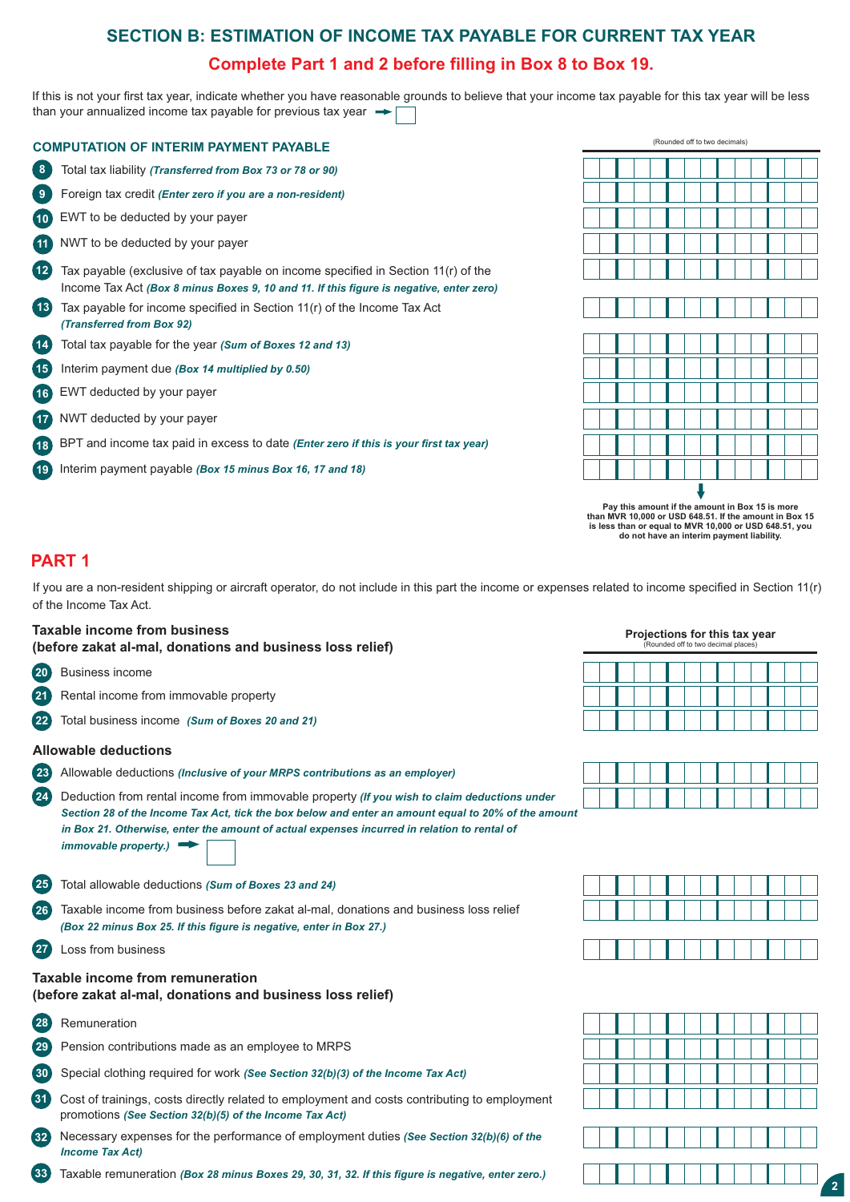## SECTION B: ESTIMATION OF INCOME TAX PAYABLE FOR CURRENT TAX YEAR

### Complete Part 1 and 2 before filling in Box 8 to Box 19.

If this is not your first tax year, indicate whether you have reasonable grounds to believe that your income tax payable for this tax year will be less than your annualized income tax payable for previous tax year ➡ ☐

### COMPUTATION OF INTERIM PAYMENT PAYABLE

| Box | Description | (Rounded off to two decimals) |
|---|---|---|
| 8 | Total tax liability *(Transferred from Box 73 or 78 or 90)* | |
| 9 | Foreign tax credit *(Enter zero if you are a non-resident)* | |
| 10 | EWT to be deducted by your payer | |
| 11 | NWT to be deducted by your payer | |
| 12 | Tax payable (exclusive of tax payable on income specified in Section 11(r) of the Income Tax Act *(Box 8 minus Boxes 9, 10 and 11. If this figure is negative, enter zero)* | |
| 13 | Tax payable for income specified in Section 11(r) of the Income Tax Act *(Transferred from Box 92)* | |
| 14 | Total tax payable for the year *(Sum of Boxes 12 and 13)* | |
| 15 | Interim payment due *(Box 14 multiplied by 0.50)* | |
| 16 | EWT deducted by your payer | |
| 17 | NWT deducted by your payer | |
| 18 | BPT and income tax paid in excess to date *(Enter zero if this is your first tax year)* | |
| 19 | Interim payment payable *(Box 15 minus Box 16, 17 and 18)* | |

**Pay this amount if the amount in Box 15 is more than MVR 10,000 or USD 648.51. If the amount in Box 15 is less than or equal to MVR 10,000 or USD 648.51, you do not have an interim payment liability.**

## PART 1

If you are a non-resident shipping or aircraft operator, do not include in this part the income or expenses related to income specified in Section 11(r) of the Income Tax Act.

### Taxable income from business (before zakat al-mal, donations and business loss relief)

| Box | Description | Projections for this tax year (Rounded off to two decimal places) |
|---|---|---|
| 20 | Business income | |
| 21 | Rental income from immovable property | |
| 22 | Total business income *(Sum of Boxes 20 and 21)* | |

### Allowable deductions

| Box | Description | Projections for this tax year |
|---|---|---|
| 23 | Allowable deductions *(Inclusive of your MRPS contributions as an employer)* | |
| 24 | Deduction from rental income from immovable property *(If you wish to claim deductions under Section 28 of the Income Tax Act, tick the box below and enter an amount equal to 20% of the amount in Box 21. Otherwise, enter the amount of actual expenses incurred in relation to rental of immovable property.)* ➡ ☐ | |
| 25 | Total allowable deductions *(Sum of Boxes 23 and 24)* | |
| 26 | Taxable income from business before zakat al-mal, donations and business loss relief *(Box 22 minus Box 25. If this figure is negative, enter in Box 27.)* | |
| 27 | Loss from business | |

### Taxable income from remuneration (before zakat al-mal, donations and business loss relief)

| Box | Description | Projections for this tax year |
|---|---|---|
| 28 | Remuneration | |
| 29 | Pension contributions made as an employee to MRPS | |
| 30 | Special clothing required for work *(See Section 32(b)(3) of the Income Tax Act)* | |
| 31 | Cost of trainings, costs directly related to employment and costs contributing to employment promotions *(See Section 32(b)(5) of the Income Tax Act)* | |
| 32 | Necessary expenses for the performance of employment duties *(See Section 32(b)(6) of the Income Tax Act)* | |
| 33 | Taxable remuneration *(Box 28 minus Boxes 29, 30, 31, 32. If this figure is negative, enter zero.)* | |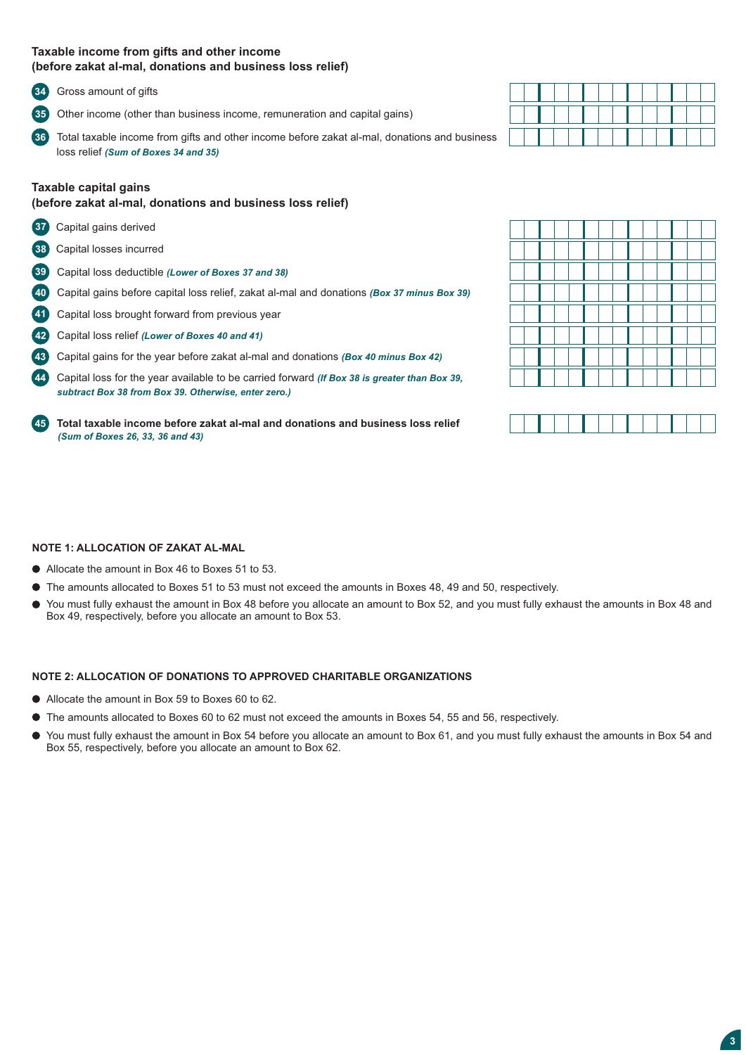### Taxable income from gifts and other income
### (before zakat al-mal, donations and business loss relief)

**34** Gross amount of gifts

**35** Other income (other than business income, remuneration and capital gains)

**36** Total taxable income from gifts and other income before zakat al-mal, donations and business loss relief ***(Sum of Boxes 34 and 35)***

### Taxable capital gains
### (before zakat al-mal, donations and business loss relief)

**37** Capital gains derived

**38** Capital losses incurred

**39** Capital loss deductible ***(Lower of Boxes 37 and 38)***

**40** Capital gains before capital loss relief, zakat al-mal and donations ***(Box 37 minus Box 39)***

**41** Capital loss brought forward from previous year

**42** Capital loss relief ***(Lower of Boxes 40 and 41)***

**43** Capital gains for the year before zakat al-mal and donations ***(Box 40 minus Box 42)***

**44** Capital loss for the year available to be carried forward ***(If Box 38 is greater than Box 39, subtract Box 38 from Box 39. Otherwise, enter zero.)***

**45** **Total taxable income before zakat al-mal and donations and business loss relief** ***(Sum of Boxes 26, 33, 36 and 43)***

**NOTE 1: ALLOCATION OF ZAKAT AL-MAL**

- Allocate the amount in Box 46 to Boxes 51 to 53.
- The amounts allocated to Boxes 51 to 53 must not exceed the amounts in Boxes 48, 49 and 50, respectively.
- You must fully exhaust the amount in Box 48 before you allocate an amount to Box 52, and you must fully exhaust the amounts in Box 48 and Box 49, respectively, before you allocate an amount to Box 53.

**NOTE 2: ALLOCATION OF DONATIONS TO APPROVED CHARITABLE ORGANIZATIONS**

- Allocate the amount in Box 59 to Boxes 60 to 62.
- The amounts allocated to Boxes 60 to 62 must not exceed the amounts in Boxes 54, 55 and 56, respectively.
- You must fully exhaust the amount in Box 54 before you allocate an amount to Box 61, and you must fully exhaust the amounts in Box 54 and Box 55, respectively, before you allocate an amount to Box 62.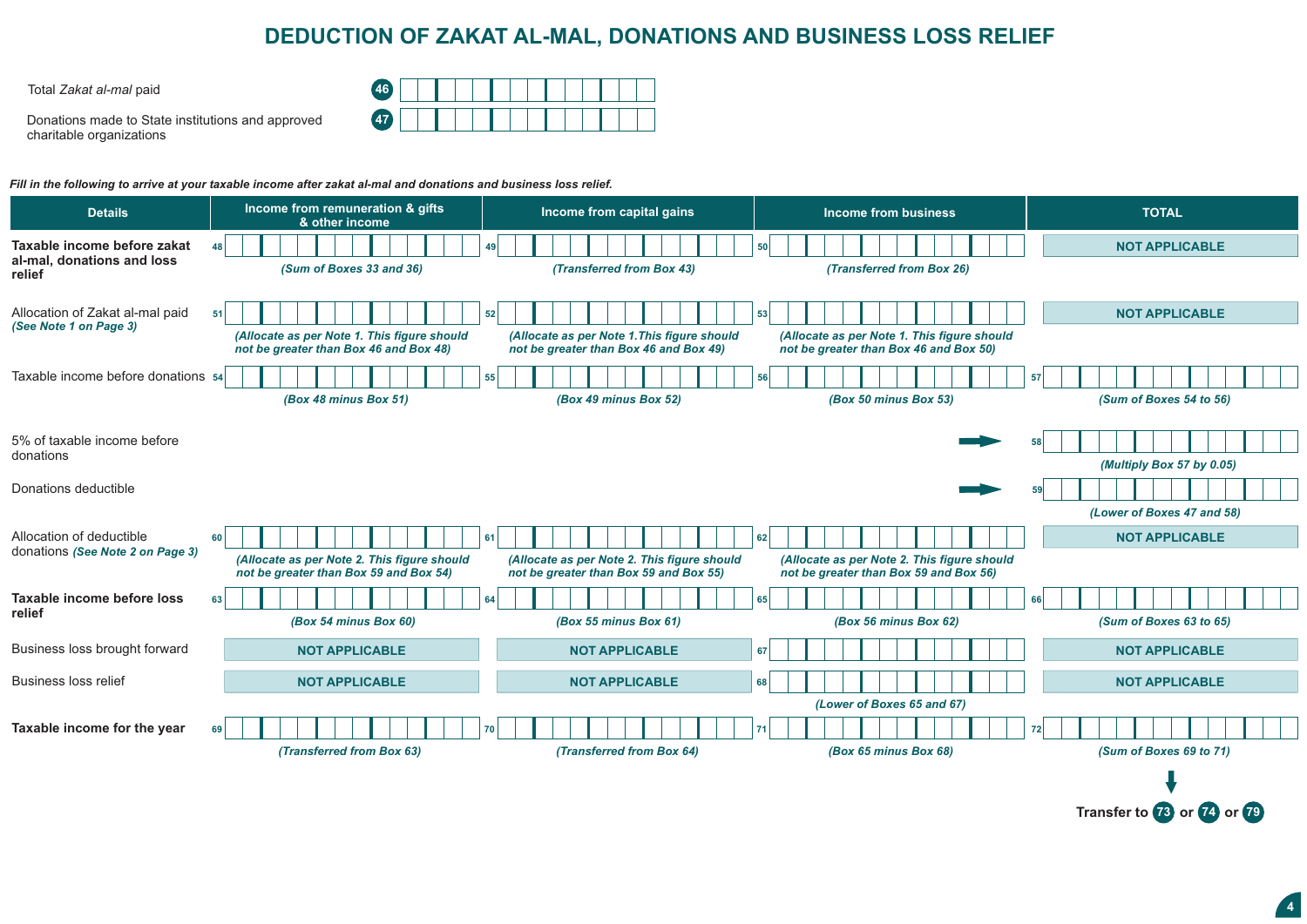# DEDUCTION OF ZAKAT AL-MAL, DONATIONS AND BUSINESS LOSS RELIEF

| | | |
|---|---|---|
| Total *Zakat al-mal* paid | 46 | |
| Donations made to State institutions and approved charitable organizations | 47 | |

***Fill in the following to arrive at your taxable income after zakat al-mal and donations and business loss relief.***

| Details | Income from remuneration & gifts & other income | Income from capital gains | Income from business | TOTAL |
|---|---|---|---|---|
| **Taxable income before zakat al-mal, donations and loss relief** | 48 *(Sum of Boxes 33 and 36)* | 49 *(Transferred from Box 43)* | 50 *(Transferred from Box 26)* | NOT APPLICABLE |
| Allocation of Zakat al-mal paid *(See Note 1 on Page 3)* | 51 *(Allocate as per Note 1. This figure should not be greater than Box 46 and Box 48)* | 52 *(Allocate as per Note 1.This figure should not be greater than Box 46 and Box 49)* | 53 *(Allocate as per Note 1. This figure should not be greater than Box 46 and Box 50)* | NOT APPLICABLE |
| Taxable income before donations | 54 *(Box 48 minus Box 51)* | 55 *(Box 49 minus Box 52)* | 56 *(Box 50 minus Box 53)* | 57 *(Sum of Boxes 54 to 56)* |
| 5% of taxable income before donations | | | | 58 *(Multiply Box 57 by 0.05)* |
| Donations deductible | | | | 59 *(Lower of Boxes 47 and 58)* |
| Allocation of deductible donations *(See Note 2 on Page 3)* | 60 *(Allocate as per Note 2. This figure should not be greater than Box 59 and Box 54)* | 61 *(Allocate as per Note 2. This figure should not be greater than Box 59 and Box 55)* | 62 *(Allocate as per Note 2. This figure should not be greater than Box 59 and Box 56)* | NOT APPLICABLE |
| **Taxable income before loss relief** | 63 *(Box 54 minus Box 60)* | 64 *(Box 55 minus Box 61)* | 65 *(Box 56 minus Box 62)* | 66 *(Sum of Boxes 63 to 65)* |
| Business loss brought forward | NOT APPLICABLE | NOT APPLICABLE | 67 | NOT APPLICABLE |
| Business loss relief | NOT APPLICABLE | NOT APPLICABLE | 68 *(Lower of Boxes 65 and 67)* | NOT APPLICABLE |
| **Taxable income for the year** | 69 *(Transferred from Box 63)* | 70 *(Transferred from Box 64)* | 71 *(Box 65 minus Box 68)* | 72 *(Sum of Boxes 69 to 71)* |

**Transfer to 73 or 74 or 79**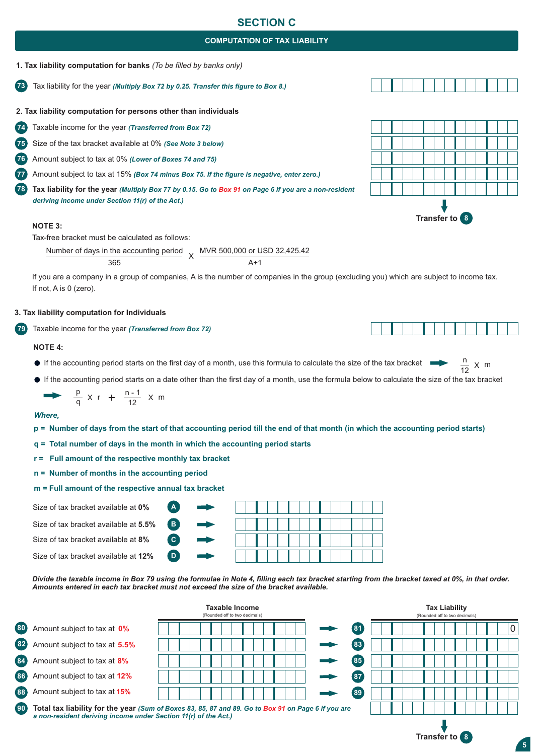# SECTION C

## COMPUTATION OF TAX LIABILITY

**1. Tax liability computation for banks** *(To be filled by banks only)*

73 Tax liability for the year ***(Multiply Box 72 by 0.25. Transfer this figure to Box 8.)***

**2. Tax liability computation for persons other than individuals**

74 Taxable income for the year ***(Transferred from Box 72)***

75 Size of the tax bracket available at 0% ***(See Note 3 below)***

76 Amount subject to tax at 0% ***(Lower of Boxes 74 and 75)***

77 Amount subject to tax at 15% ***(Box 74 minus Box 75. If the figure is negative, enter zero.)***

78 **Tax liability for the year** ***(Multiply Box 77 by 0.15. Go to Box 91 on Page 6 if you are a non-resident deriving income under Section 11(r) of the Act.)***

**Transfer to 8**

**NOTE 3:**

Tax-free bracket must be calculated as follows:

$$\frac{\text{Number of days in the accounting period}}{365} \times \frac{\text{MVR 500,000 or USD 32,425.42}}{A+1}$$

If you are a company in a group of companies, A is the number of companies in the group (excluding you) which are subject to income tax. If not, A is 0 (zero).

**3. Tax liability computation for Individuals**

79 Taxable income for the year ***(Transferred from Box 72)***

**NOTE 4:**

- If the accounting period starts on the first day of a month, use this formula to calculate the size of the tax bracket ➡ $\frac{n}{12} \times m$
- If the accounting period starts on a date other than the first day of a month, use the formula below to calculate the size of the tax bracket

➡ $\frac{p}{q} \times r + \frac{n-1}{12} \times m$

***Where,***

**p = Number of days from the start of that accounting period till the end of that month (in which the accounting period starts)**

**q = Total number of days in the month in which the accounting period starts**

**r = Full amount of the respective monthly tax bracket**

**n = Number of months in the accounting period**

**m = Full amount of the respective annual tax bracket**

Size of tax bracket available at **0%** (A) ➡

Size of tax bracket available at **5.5%** (B) ➡

Size of tax bracket available at **8%** (C) ➡

Size of tax bracket available at **12%** (D) ➡

***Divide the taxable income in Box 79 using the formulae in Note 4, filling each tax bracket starting from the bracket taxed at 0%, in that order. Amounts entered in each tax bracket must not exceed the size of the bracket available.***

| | Taxable Income (Rounded off to two decimals) | | | Tax Liability (Rounded off to two decimals) |
|---|---|---|---|---|
| 80 Amount subject to tax at **0%** | | ➡ | 81 | 0 |
| 82 Amount subject to tax at **5.5%** | | ➡ | 83 | |
| 84 Amount subject to tax at **8%** | | ➡ | 85 | |
| 86 Amount subject to tax at **12%** | | ➡ | 87 | |
| 88 Amount subject to tax at **15%** | | ➡ | 89 | |

90 **Total tax liability for the year** ***(Sum of Boxes 83, 85, 87 and 89. Go to Box 91 on Page 6 if you are a non-resident deriving income under Section 11(r) of the Act.)***

**Transfer to 8**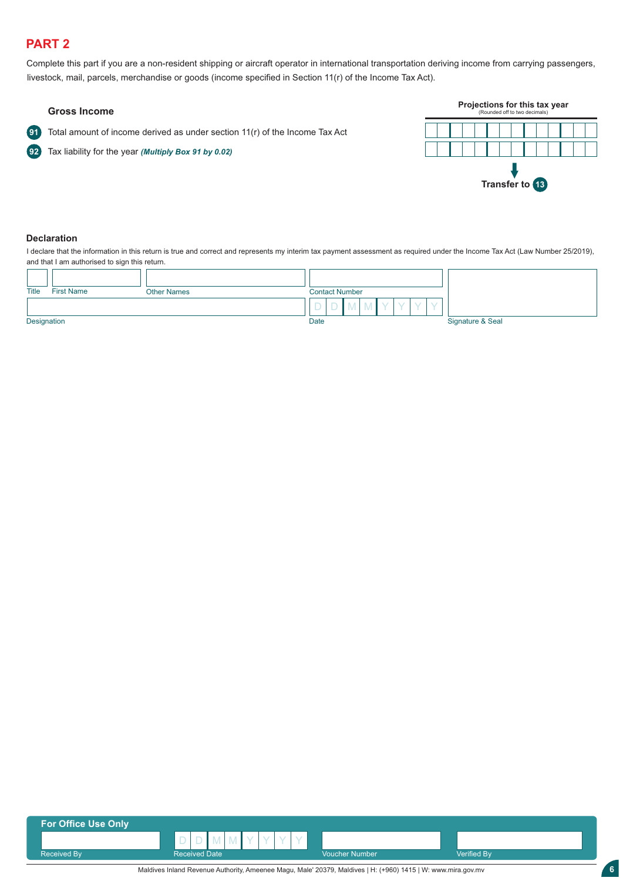## PART 2

Complete this part if you are a non-resident shipping or aircraft operator in international transportation deriving income from carrying passengers, livestock, mail, parcels, merchandise or goods (income specified in Section 11(r) of the Income Tax Act).

| Gross Income | | Projections for this tax year (Rounded off to two decimals) |
|---|---|---|
| 91 | Total amount of income derived as under section 11(r) of the Income Tax Act | |
| 92 | Tax liability for the year ***(Multiply Box 91 by 0.02)*** | |

**Transfer to 13**

### Declaration

I declare that the information in this return is true and correct and represents my interim tax payment assessment as required under the Income Tax Act (Law Number 25/2019), and that I am authorised to sign this return.

| | | | | |
|---|---|---|---|---|
| Title | First Name | Other Names | Contact Number | Signature & Seal |
| Designation | | | Date (DD MM YYYY) | |

**For Office Use Only**

| | | | |
|---|---|---|---|
| Received By | Received Date (DD MM YYYY) | Voucher Number | Verified By |

Maldives Inland Revenue Authority, Ameenee Magu, Male' 20379, Maldives | H: (+960) 1415 | W: www.mira.gov.mv